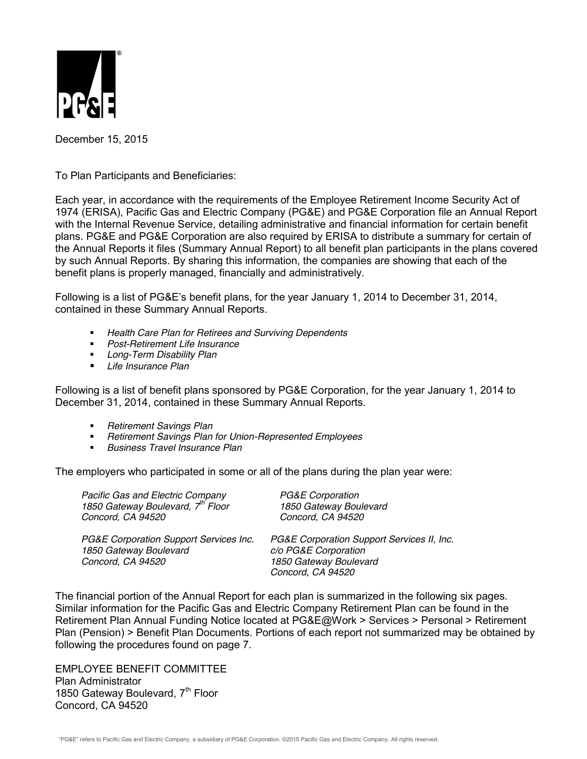PG&E

December 15, 2015

To Plan Participants and Beneficiaries:

Each year, in accordance with the requirements of the Employee Retirement Income Security Act of 1974 (ERISA), Pacific Gas and Electric Company (PG&E) and PG&E Corporation file an Annual Report with the Internal Revenue Service, detailing administrative and financial information for certain benefit plans. PG&E and PG&E Corporation are also required by ERISA to distribute a summary for certain of the Annual Reports it files (Summary Annual Report) to all benefit plan participants in the plans covered by such Annual Reports. By sharing this information, the companies are showing that each of the benefit plans is properly managed, financially and administratively.

Following is a list of PG&E's benefit plans, for the year January 1, 2014 to December 31, 2014, contained in these Summary Annual Reports.

- *Health Care Plan for Retirees and Surviving Dependents*
- *Post-Retirement Life Insurance*
- *Long-Term Disability Plan*
- *Life Insurance Plan*

Following is a list of benefit plans sponsored by PG&E Corporation, for the year January 1, 2014 to December 31, 2014, contained in these Summary Annual Reports.

- *Retirement Savings Plan*
- *Retirement Savings Plan for Union-Represented Employees*
- *Business Travel Insurance Plan*

The employers who participated in some or all of the plans during the plan year were:

*Pacific Gas and Electric Company*
*1850 Gateway Boulevard, 7th Floor*
*Concord, CA 94520*

*PG&E Corporation*
*1850 Gateway Boulevard*
*Concord, CA 94520*

*PG&E Corporation Support Services Inc.*
*1850 Gateway Boulevard*
*Concord, CA 94520*

*PG&E Corporation Support Services II, Inc.*
*c/o PG&E Corporation*
*1850 Gateway Boulevard*
*Concord, CA 94520*

The financial portion of the Annual Report for each plan is summarized in the following six pages. Similar information for the Pacific Gas and Electric Company Retirement Plan can be found in the Retirement Plan Annual Funding Notice located at PG&E@Work > Services > Personal > Retirement Plan (Pension) > Benefit Plan Documents. Portions of each report not summarized may be obtained by following the procedures found on page 7.

EMPLOYEE BENEFIT COMMITTEE
Plan Administrator
1850 Gateway Boulevard, 7th Floor
Concord, CA 94520

"PG&E" refers to Pacific Gas and Electric Company, a subsidiary of PG&E Corporation. ©2015 Pacific Gas and Electric Company. All rights reserved.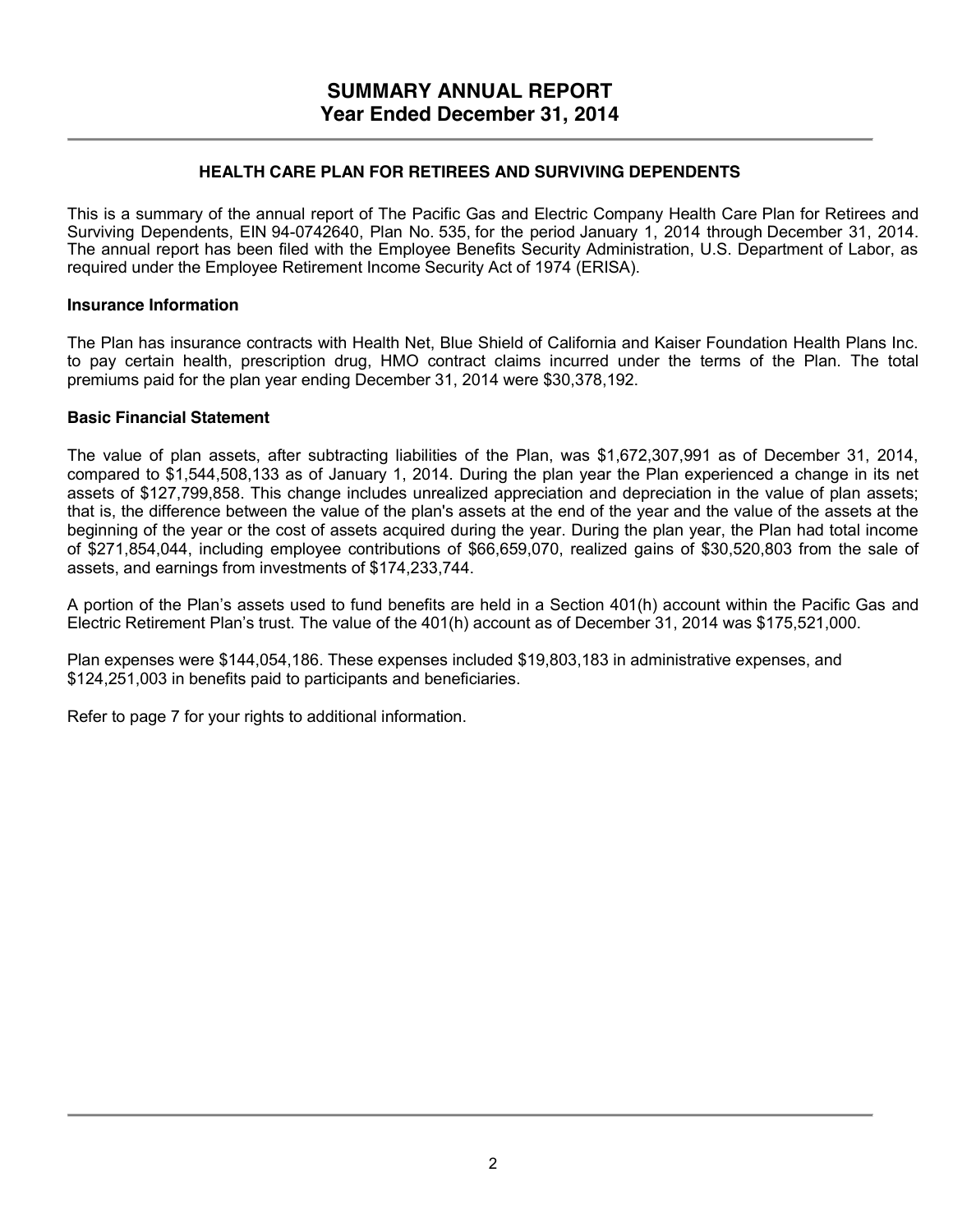# SUMMARY ANNUAL REPORT
# Year Ended December 31, 2014

## HEALTH CARE PLAN FOR RETIREES AND SURVIVING DEPENDENTS

This is a summary of the annual report of The Pacific Gas and Electric Company Health Care Plan for Retirees and Surviving Dependents, EIN 94-0742640, Plan No. 535, for the period January 1, 2014 through December 31, 2014. The annual report has been filed with the Employee Benefits Security Administration, U.S. Department of Labor, as required under the Employee Retirement Income Security Act of 1974 (ERISA).

### Insurance Information

The Plan has insurance contracts with Health Net, Blue Shield of California and Kaiser Foundation Health Plans Inc. to pay certain health, prescription drug, HMO contract claims incurred under the terms of the Plan. The total premiums paid for the plan year ending December 31, 2014 were $30,378,192.

### Basic Financial Statement

The value of plan assets, after subtracting liabilities of the Plan, was $1,672,307,991 as of December 31, 2014, compared to $1,544,508,133 as of January 1, 2014. During the plan year the Plan experienced a change in its net assets of $127,799,858. This change includes unrealized appreciation and depreciation in the value of plan assets; that is, the difference between the value of the plan's assets at the end of the year and the value of the assets at the beginning of the year or the cost of assets acquired during the year. During the plan year, the Plan had total income of $271,854,044, including employee contributions of $66,659,070, realized gains of $30,520,803 from the sale of assets, and earnings from investments of $174,233,744.

A portion of the Plan's assets used to fund benefits are held in a Section 401(h) account within the Pacific Gas and Electric Retirement Plan's trust. The value of the 401(h) account as of December 31, 2014 was $175,521,000.

Plan expenses were $144,054,186. These expenses included $19,803,183 in administrative expenses, and $124,251,003 in benefits paid to participants and beneficiaries.

Refer to page 7 for your rights to additional information.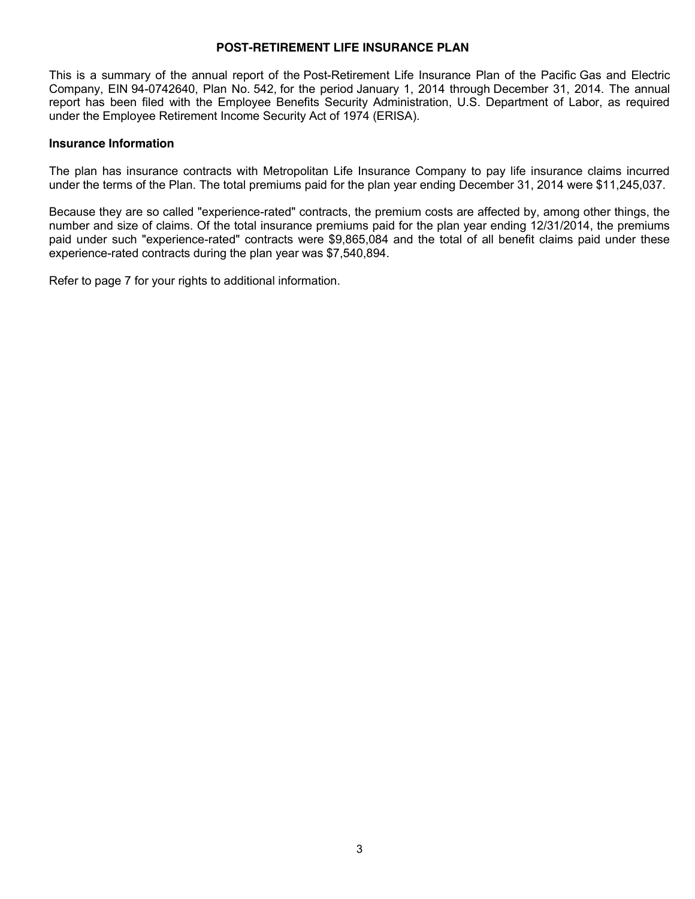# POST-RETIREMENT LIFE INSURANCE PLAN

This is a summary of the annual report of the Post-Retirement Life Insurance Plan of the Pacific Gas and Electric Company, EIN 94-0742640, Plan No. 542, for the period January 1, 2014 through December 31, 2014. The annual report has been filed with the Employee Benefits Security Administration, U.S. Department of Labor, as required under the Employee Retirement Income Security Act of 1974 (ERISA).

## Insurance Information

The plan has insurance contracts with Metropolitan Life Insurance Company to pay life insurance claims incurred under the terms of the Plan. The total premiums paid for the plan year ending December 31, 2014 were $11,245,037.

Because they are so called "experience-rated" contracts, the premium costs are affected by, among other things, the number and size of claims. Of the total insurance premiums paid for the plan year ending 12/31/2014, the premiums paid under such "experience-rated" contracts were $9,865,084 and the total of all benefit claims paid under these experience-rated contracts during the plan year was $7,540,894.

Refer to page 7 for your rights to additional information.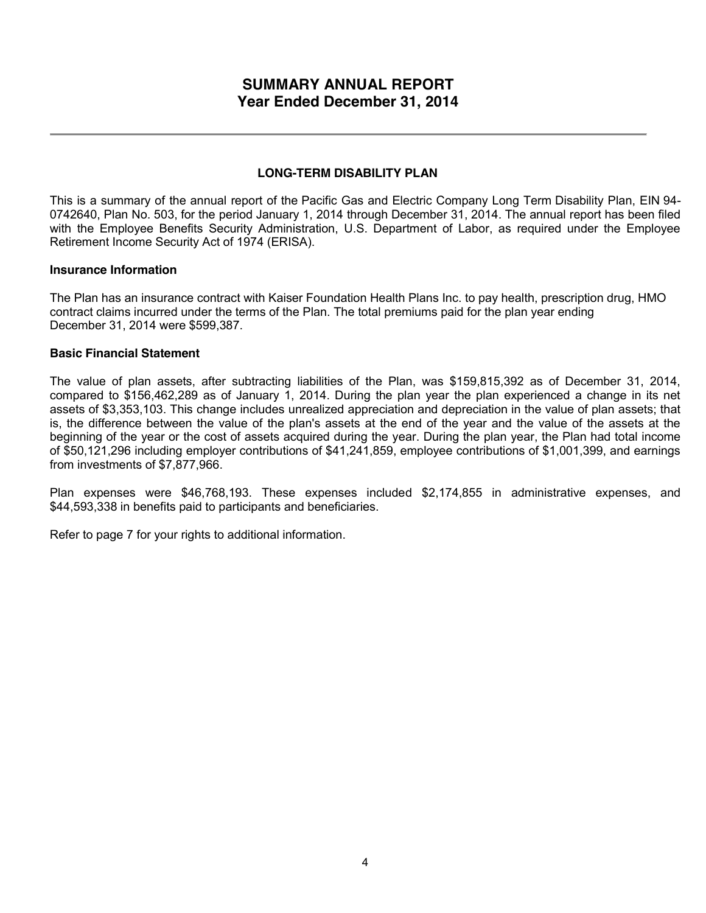# SUMMARY ANNUAL REPORT
# Year Ended December 31, 2014

## LONG-TERM DISABILITY PLAN

This is a summary of the annual report of the Pacific Gas and Electric Company Long Term Disability Plan, EIN 94-0742640, Plan No. 503, for the period January 1, 2014 through December 31, 2014. The annual report has been filed with the Employee Benefits Security Administration, U.S. Department of Labor, as required under the Employee Retirement Income Security Act of 1974 (ERISA).

### Insurance Information

The Plan has an insurance contract with Kaiser Foundation Health Plans Inc. to pay health, prescription drug, HMO contract claims incurred under the terms of the Plan. The total premiums paid for the plan year ending December 31, 2014 were $599,387.

### Basic Financial Statement

The value of plan assets, after subtracting liabilities of the Plan, was $159,815,392 as of December 31, 2014, compared to $156,462,289 as of January 1, 2014. During the plan year the plan experienced a change in its net assets of $3,353,103. This change includes unrealized appreciation and depreciation in the value of plan assets; that is, the difference between the value of the plan's assets at the end of the year and the value of the assets at the beginning of the year or the cost of assets acquired during the year. During the plan year, the Plan had total income of $50,121,296 including employer contributions of $41,241,859, employee contributions of $1,001,399, and earnings from investments of $7,877,966.

Plan expenses were $46,768,193. These expenses included $2,174,855 in administrative expenses, and $44,593,338 in benefits paid to participants and beneficiaries.

Refer to page 7 for your rights to additional information.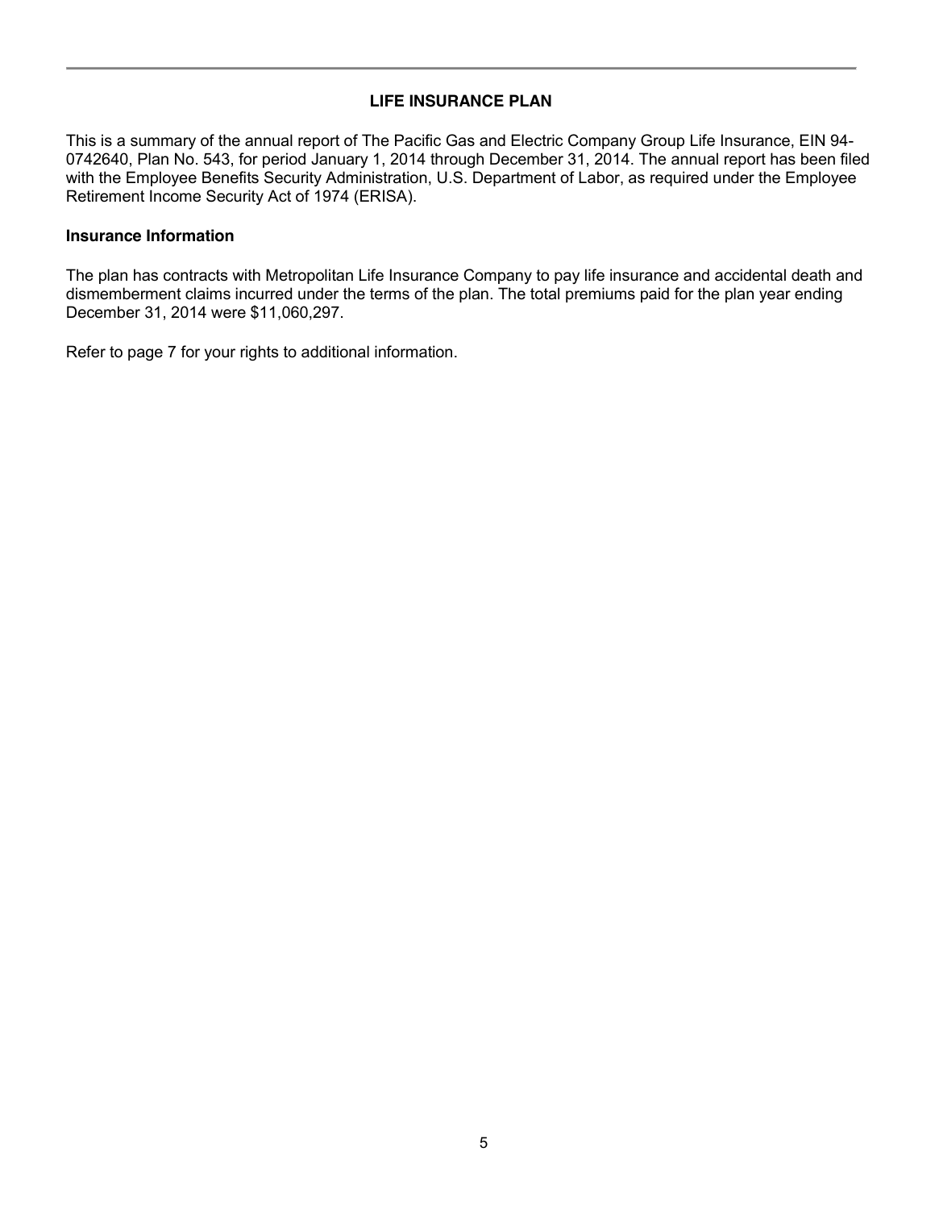## LIFE INSURANCE PLAN

This is a summary of the annual report of The Pacific Gas and Electric Company Group Life Insurance, EIN 94-0742640, Plan No. 543, for period January 1, 2014 through December 31, 2014. The annual report has been filed with the Employee Benefits Security Administration, U.S. Department of Labor, as required under the Employee Retirement Income Security Act of 1974 (ERISA).

### Insurance Information

The plan has contracts with Metropolitan Life Insurance Company to pay life insurance and accidental death and dismemberment claims incurred under the terms of the plan. The total premiums paid for the plan year ending December 31, 2014 were $11,060,297.

Refer to page 7 for your rights to additional information.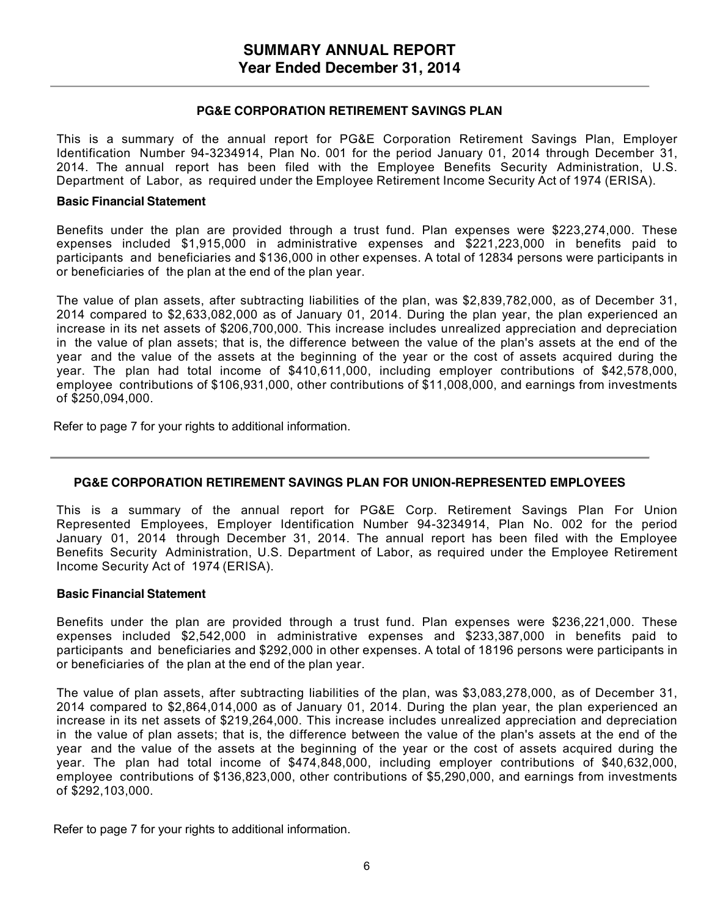# SUMMARY ANNUAL REPORT
## Year Ended December 31, 2014

### PG&E CORPORATION RETIREMENT SAVINGS PLAN

This is a summary of the annual report for PG&E Corporation Retirement Savings Plan, Employer Identification Number 94-3234914, Plan No. 001 for the period January 01, 2014 through December 31, 2014. The annual report has been filed with the Employee Benefits Security Administration, U.S. Department of Labor, as required under the Employee Retirement Income Security Act of 1974 (ERISA).

**Basic Financial Statement**

Benefits under the plan are provided through a trust fund. Plan expenses were $223,274,000. These expenses included $1,915,000 in administrative expenses and $221,223,000 in benefits paid to participants and beneficiaries and $136,000 in other expenses. A total of 12834 persons were participants in or beneficiaries of the plan at the end of the plan year.

The value of plan assets, after subtracting liabilities of the plan, was $2,839,782,000, as of December 31, 2014 compared to $2,633,082,000 as of January 01, 2014. During the plan year, the plan experienced an increase in its net assets of $206,700,000. This increase includes unrealized appreciation and depreciation in the value of plan assets; that is, the difference between the value of the plan's assets at the end of the year and the value of the assets at the beginning of the year or the cost of assets acquired during the year. The plan had total income of $410,611,000, including employer contributions of $42,578,000, employee contributions of $106,931,000, other contributions of $11,008,000, and earnings from investments of $250,094,000.

Refer to page 7 for your rights to additional information.

---

### PG&E CORPORATION RETIREMENT SAVINGS PLAN FOR UNION-REPRESENTED EMPLOYEES

This is a summary of the annual report for PG&E Corp. Retirement Savings Plan For Union Represented Employees, Employer Identification Number 94-3234914, Plan No. 002 for the period January 01, 2014 through December 31, 2014. The annual report has been filed with the Employee Benefits Security Administration, U.S. Department of Labor, as required under the Employee Retirement Income Security Act of 1974 (ERISA).

**Basic Financial Statement**

Benefits under the plan are provided through a trust fund. Plan expenses were $236,221,000. These expenses included $2,542,000 in administrative expenses and $233,387,000 in benefits paid to participants and beneficiaries and $292,000 in other expenses. A total of 18196 persons were participants in or beneficiaries of the plan at the end of the plan year.

The value of plan assets, after subtracting liabilities of the plan, was $3,083,278,000, as of December 31, 2014 compared to $2,864,014,000 as of January 01, 2014. During the plan year, the plan experienced an increase in its net assets of $219,264,000. This increase includes unrealized appreciation and depreciation in the value of plan assets; that is, the difference between the value of the plan's assets at the end of the year and the value of the assets at the beginning of the year or the cost of assets acquired during the year. The plan had total income of $474,848,000, including employer contributions of $40,632,000, employee contributions of $136,823,000, other contributions of $5,290,000, and earnings from investments of $292,103,000.

Refer to page 7 for your rights to additional information.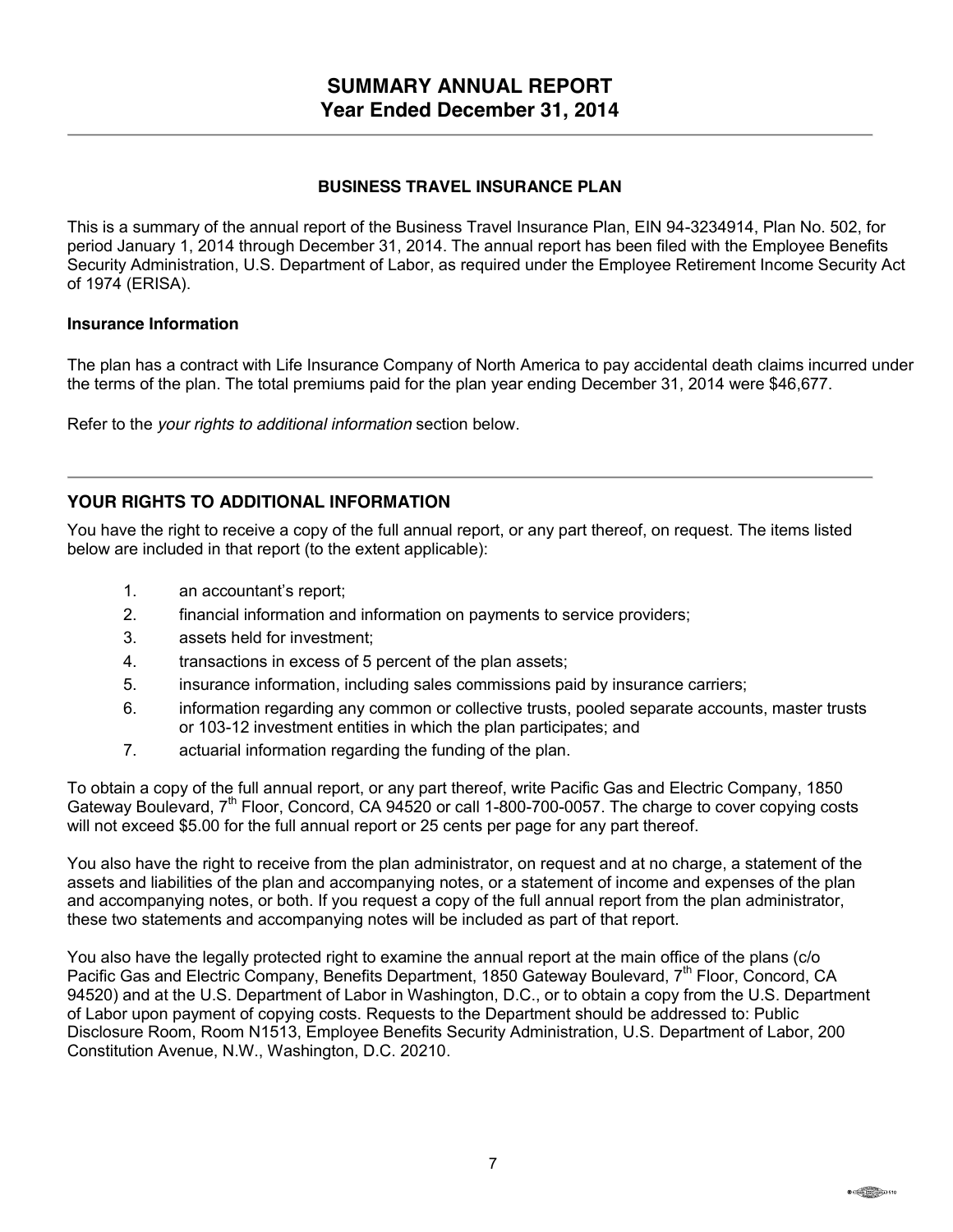# SUMMARY ANNUAL REPORT
## Year Ended December 31, 2014

### BUSINESS TRAVEL INSURANCE PLAN

This is a summary of the annual report of the Business Travel Insurance Plan, EIN 94-3234914, Plan No. 502, for period January 1, 2014 through December 31, 2014. The annual report has been filed with the Employee Benefits Security Administration, U.S. Department of Labor, as required under the Employee Retirement Income Security Act of 1974 (ERISA).

**Insurance Information**

The plan has a contract with Life Insurance Company of North America to pay accidental death claims incurred under the terms of the plan. The total premiums paid for the plan year ending December 31, 2014 were $46,677.

Refer to the *your rights to additional information* section below.

## YOUR RIGHTS TO ADDITIONAL INFORMATION

You have the right to receive a copy of the full annual report, or any part thereof, on request. The items listed below are included in that report (to the extent applicable):

1. an accountant's report;
2. financial information and information on payments to service providers;
3. assets held for investment;
4. transactions in excess of 5 percent of the plan assets;
5. insurance information, including sales commissions paid by insurance carriers;
6. information regarding any common or collective trusts, pooled separate accounts, master trusts or 103-12 investment entities in which the plan participates; and
7. actuarial information regarding the funding of the plan.

To obtain a copy of the full annual report, or any part thereof, write Pacific Gas and Electric Company, 1850 Gateway Boulevard, 7th Floor, Concord, CA 94520 or call 1-800-700-0057. The charge to cover copying costs will not exceed $5.00 for the full annual report or 25 cents per page for any part thereof.

You also have the right to receive from the plan administrator, on request and at no charge, a statement of the assets and liabilities of the plan and accompanying notes, or a statement of income and expenses of the plan and accompanying notes, or both. If you request a copy of the full annual report from the plan administrator, these two statements and accompanying notes will be included as part of that report.

You also have the legally protected right to examine the annual report at the main office of the plans (c/o Pacific Gas and Electric Company, Benefits Department, 1850 Gateway Boulevard, 7th Floor, Concord, CA 94520) and at the U.S. Department of Labor in Washington, D.C., or to obtain a copy from the U.S. Department of Labor upon payment of copying costs. Requests to the Department should be addressed to: Public Disclosure Room, Room N1513, Employee Benefits Security Administration, U.S. Department of Labor, 200 Constitution Avenue, N.W., Washington, D.C. 20210.